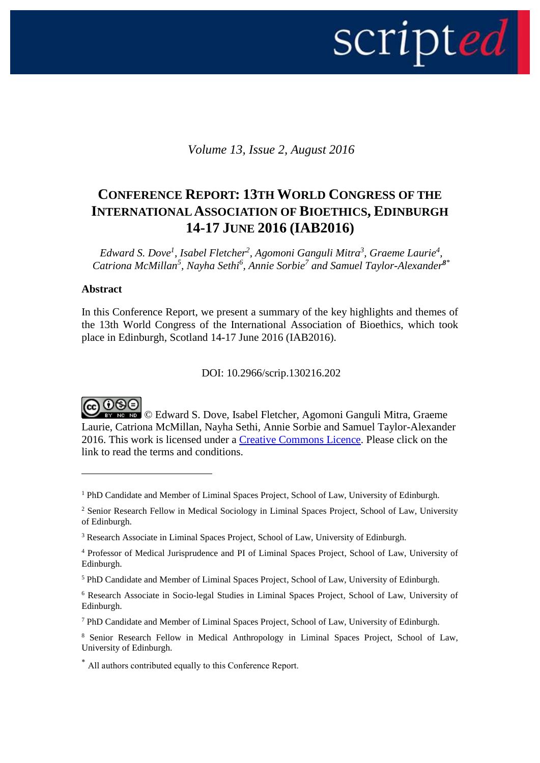*Volume 13, Issue 2, August 2016*

# Conference Report: 13th World Congress of the International Association of Bioethics, Edinburgh 14-17 June 2016 (IAB2016)

*Edward S. Dove[1], Isabel Fletcher[2], Agomoni Ganguli Mitra[3], Graeme Laurie[4], Catriona McMillan[5], Nayha Sethi[6], Annie Sorbie[7] and Samuel Taylor-Alexander[8*]*

**Abstract**

In this Conference Report, we present a summary of the key highlights and themes of the 13th World Congress of the International Association of Bioethics, which took place in Edinburgh, Scotland 14-17 June 2016 (IAB2016).

DOI: 10.2966/scrip.130216.202

© Edward S. Dove, Isabel Fletcher, Agomoni Ganguli Mitra, Graeme Laurie, Catriona McMillan, Nayha Sethi, Annie Sorbie and Samuel Taylor-Alexander 2016. This work is licensed under a [Creative Commons Licence](). Please click on the link to read the terms and conditions.

---

[1] PhD Candidate and Member of Liminal Spaces Project, School of Law, University of Edinburgh.

[2] Senior Research Fellow in Medical Sociology in Liminal Spaces Project, School of Law, University of Edinburgh.

[3] Research Associate in Liminal Spaces Project, School of Law, University of Edinburgh.

[4] Professor of Medical Jurisprudence and PI of Liminal Spaces Project, School of Law, University of Edinburgh.

[5] PhD Candidate and Member of Liminal Spaces Project, School of Law, University of Edinburgh.

[6] Research Associate in Socio-legal Studies in Liminal Spaces Project, School of Law, University of Edinburgh.

[7] PhD Candidate and Member of Liminal Spaces Project, School of Law, University of Edinburgh.

[8] Senior Research Fellow in Medical Anthropology in Liminal Spaces Project, School of Law, University of Edinburgh.

[*] All authors contributed equally to this Conference Report.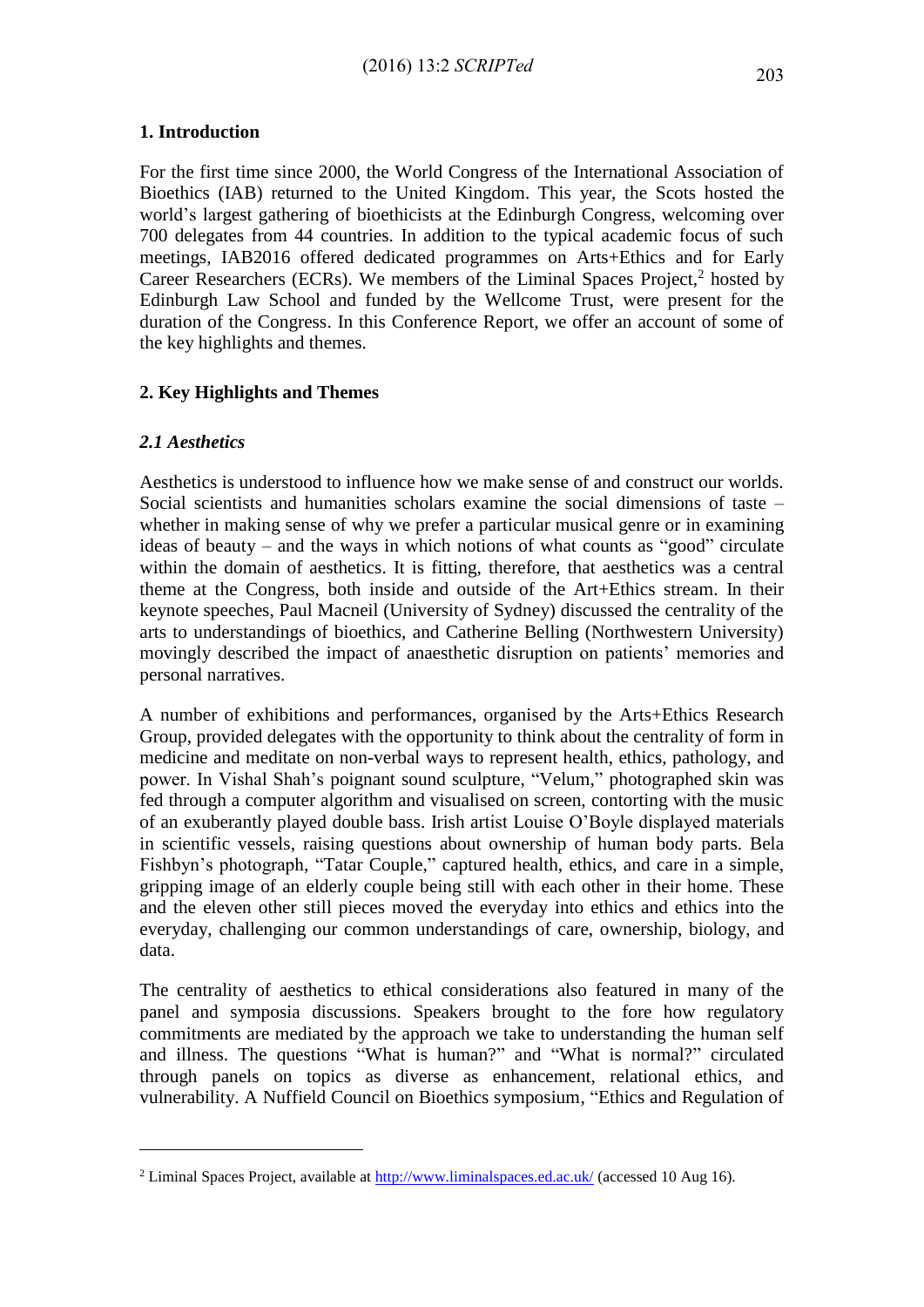## 1. Introduction

For the first time since 2000, the World Congress of the International Association of Bioethics (IAB) returned to the United Kingdom. This year, the Scots hosted the world's largest gathering of bioethicists at the Edinburgh Congress, welcoming over 700 delegates from 44 countries. In addition to the typical academic focus of such meetings, IAB2016 offered dedicated programmes on Arts+Ethics and for Early Career Researchers (ECRs). We members of the Liminal Spaces Project,[2] hosted by Edinburgh Law School and funded by the Wellcome Trust, were present for the duration of the Congress. In this Conference Report, we offer an account of some of the key highlights and themes.

## 2. Key Highlights and Themes

### *2.1 Aesthetics*

Aesthetics is understood to influence how we make sense of and construct our worlds. Social scientists and humanities scholars examine the social dimensions of taste – whether in making sense of why we prefer a particular musical genre or in examining ideas of beauty – and the ways in which notions of what counts as "good" circulate within the domain of aesthetics. It is fitting, therefore, that aesthetics was a central theme at the Congress, both inside and outside of the Art+Ethics stream. In their keynote speeches, Paul Macneil (University of Sydney) discussed the centrality of the arts to understandings of bioethics, and Catherine Belling (Northwestern University) movingly described the impact of anaesthetic disruption on patients' memories and personal narratives.

A number of exhibitions and performances, organised by the Arts+Ethics Research Group, provided delegates with the opportunity to think about the centrality of form in medicine and meditate on non-verbal ways to represent health, ethics, pathology, and power. In Vishal Shah's poignant sound sculpture, "Velum," photographed skin was fed through a computer algorithm and visualised on screen, contorting with the music of an exuberantly played double bass. Irish artist Louise O'Boyle displayed materials in scientific vessels, raising questions about ownership of human body parts. Bela Fishbyn's photograph, "Tatar Couple," captured health, ethics, and care in a simple, gripping image of an elderly couple being still with each other in their home. These and the eleven other still pieces moved the everyday into ethics and ethics into the everyday, challenging our common understandings of care, ownership, biology, and data.

The centrality of aesthetics to ethical considerations also featured in many of the panel and symposia discussions. Speakers brought to the fore how regulatory commitments are mediated by the approach we take to understanding the human self and illness. The questions "What is human?" and "What is normal?" circulated through panels on topics as diverse as enhancement, relational ethics, and vulnerability. A Nuffield Council on Bioethics symposium, "Ethics and Regulation of

[2] Liminal Spaces Project, available at http://www.liminalspaces.ed.ac.uk/ (accessed 10 Aug 16).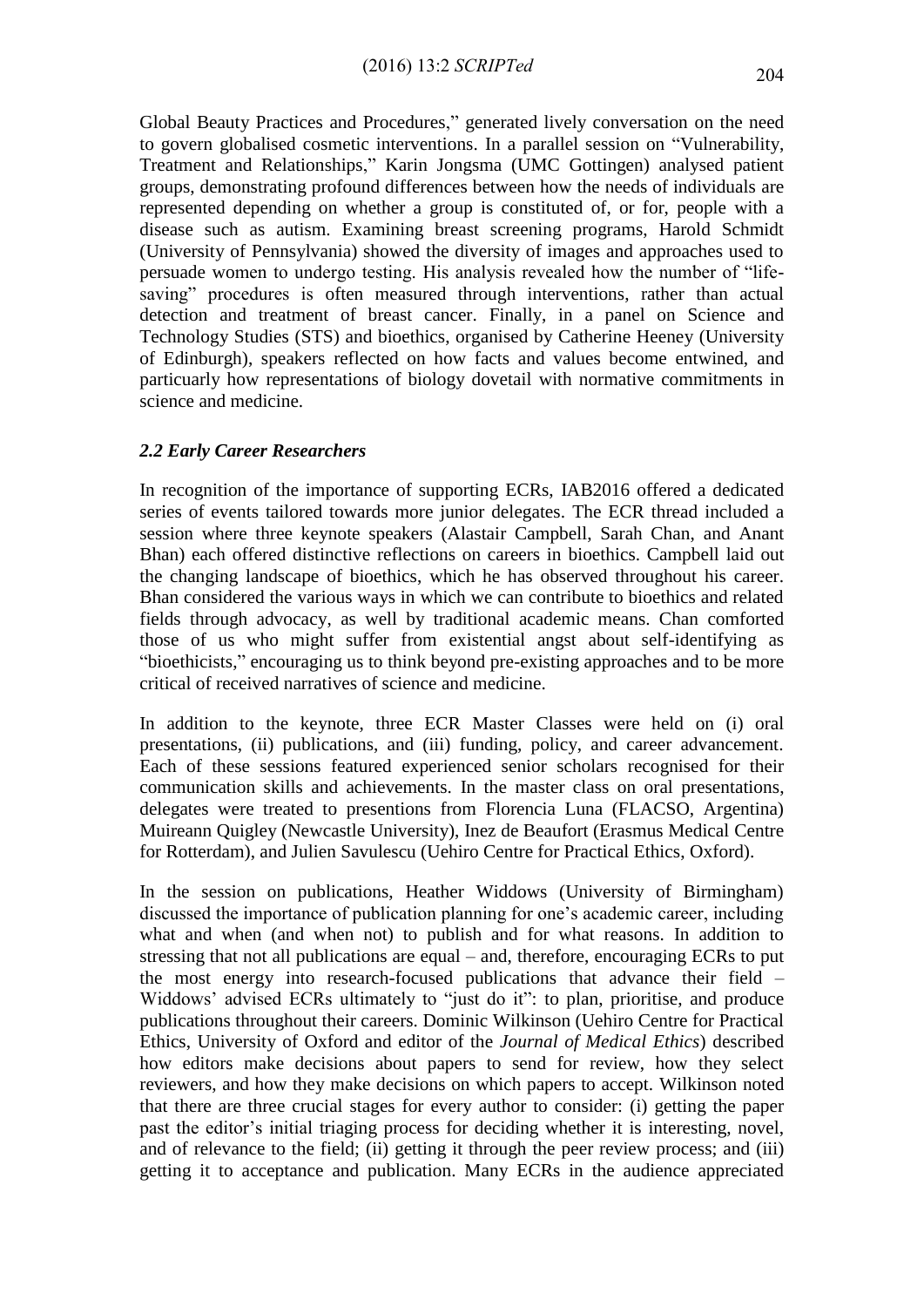Global Beauty Practices and Procedures," generated lively conversation on the need to govern globalised cosmetic interventions. In a parallel session on "Vulnerability, Treatment and Relationships," Karin Jongsma (UMC Gottingen) analysed patient groups, demonstrating profound differences between how the needs of individuals are represented depending on whether a group is constituted of, or for, people with a disease such as autism. Examining breast screening programs, Harold Schmidt (University of Pennsylvania) showed the diversity of images and approaches used to persuade women to undergo testing. His analysis revealed how the number of "life-saving" procedures is often measured through interventions, rather than actual detection and treatment of breast cancer. Finally, in a panel on Science and Technology Studies (STS) and bioethics, organised by Catherine Heeney (University of Edinburgh), speakers reflected on how facts and values become entwined, and particularly how representations of biology dovetail with normative commitments in science and medicine.

### *2.2 Early Career Researchers*

In recognition of the importance of supporting ECRs, IAB2016 offered a dedicated series of events tailored towards more junior delegates. The ECR thread included a session where three keynote speakers (Alastair Campbell, Sarah Chan, and Anant Bhan) each offered distinctive reflections on careers in bioethics. Campbell laid out the changing landscape of bioethics, which he has observed throughout his career. Bhan considered the various ways in which we can contribute to bioethics and related fields through advocacy, as well by traditional academic means. Chan comforted those of us who might suffer from existential angst about self-identifying as "bioethicists," encouraging us to think beyond pre-existing approaches and to be more critical of received narratives of science and medicine.

In addition to the keynote, three ECR Master Classes were held on (i) oral presentations, (ii) publications, and (iii) funding, policy, and career advancement. Each of these sessions featured experienced senior scholars recognised for their communication skills and achievements. In the master class on oral presentations, delegates were treated to presentions from Florencia Luna (FLACSO, Argentina) Muireann Quigley (Newcastle University), Inez de Beaufort (Erasmus Medical Centre for Rotterdam), and Julien Savulescu (Uehiro Centre for Practical Ethics, Oxford).

In the session on publications, Heather Widdows (University of Birmingham) discussed the importance of publication planning for one's academic career, including what and when (and when not) to publish and for what reasons. In addition to stressing that not all publications are equal – and, therefore, encouraging ECRs to put the most energy into research-focused publications that advance their field – Widdows' advised ECRs ultimately to "just do it": to plan, prioritise, and produce publications throughout their careers. Dominic Wilkinson (Uehiro Centre for Practical Ethics, University of Oxford and editor of the *Journal of Medical Ethics*) described how editors make decisions about papers to send for review, how they select reviewers, and how they make decisions on which papers to accept. Wilkinson noted that there are three crucial stages for every author to consider: (i) getting the paper past the editor's initial triaging process for deciding whether it is interesting, novel, and of relevance to the field; (ii) getting it through the peer review process; and (iii) getting it to acceptance and publication. Many ECRs in the audience appreciated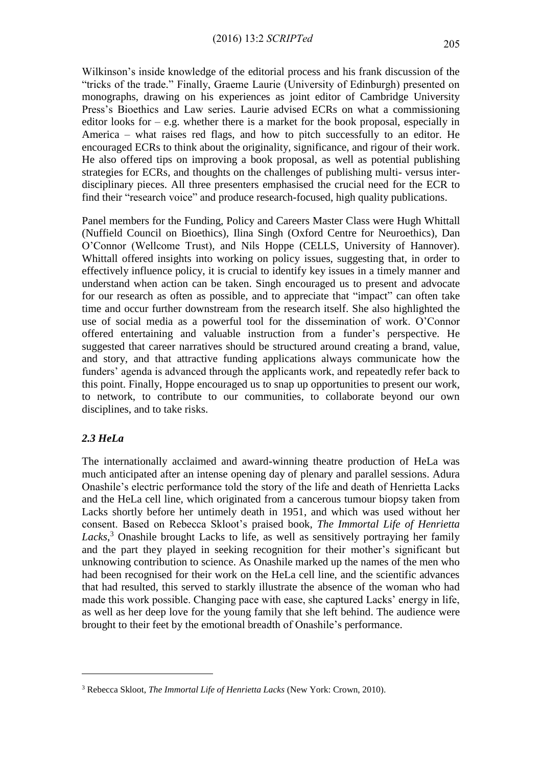Wilkinson's inside knowledge of the editorial process and his frank discussion of the "tricks of the trade." Finally, Graeme Laurie (University of Edinburgh) presented on monographs, drawing on his experiences as joint editor of Cambridge University Press's Bioethics and Law series. Laurie advised ECRs on what a commissioning editor looks for – e.g. whether there is a market for the book proposal, especially in America – what raises red flags, and how to pitch successfully to an editor. He encouraged ECRs to think about the originality, significance, and rigour of their work. He also offered tips on improving a book proposal, as well as potential publishing strategies for ECRs, and thoughts on the challenges of publishing multi- versus inter-disciplinary pieces. All three presenters emphasised the crucial need for the ECR to find their "research voice" and produce research-focused, high quality publications.

Panel members for the Funding, Policy and Careers Master Class were Hugh Whittall (Nuffield Council on Bioethics), Ilina Singh (Oxford Centre for Neuroethics), Dan O'Connor (Wellcome Trust), and Nils Hoppe (CELLS, University of Hannover). Whittall offered insights into working on policy issues, suggesting that, in order to effectively influence policy, it is crucial to identify key issues in a timely manner and understand when action can be taken. Singh encouraged us to present and advocate for our research as often as possible, and to appreciate that "impact" can often take time and occur further downstream from the research itself. She also highlighted the use of social media as a powerful tool for the dissemination of work. O'Connor offered entertaining and valuable instruction from a funder's perspective. He suggested that career narratives should be structured around creating a brand, value, and story, and that attractive funding applications always communicate how the funders' agenda is advanced through the applicants work, and repeatedly refer back to this point. Finally, Hoppe encouraged us to snap up opportunities to present our work, to network, to contribute to our communities, to collaborate beyond our own disciplines, and to take risks.

### *2.3 HeLa*

The internationally acclaimed and award-winning theatre production of HeLa was much anticipated after an intense opening day of plenary and parallel sessions. Adura Onashile's electric performance told the story of the life and death of Henrietta Lacks and the HeLa cell line, which originated from a cancerous tumour biopsy taken from Lacks shortly before her untimely death in 1951, and which was used without her consent. Based on Rebecca Skloot's praised book, *The Immortal Life of Henrietta Lacks*,[3] Onashile brought Lacks to life, as well as sensitively portraying her family and the part they played in seeking recognition for their mother's significant but unknowing contribution to science. As Onashile marked up the names of the men who had been recognised for their work on the HeLa cell line, and the scientific advances that had resulted, this served to starkly illustrate the absence of the woman who had made this work possible. Changing pace with ease, she captured Lacks' energy in life, as well as her deep love for the young family that she left behind. The audience were brought to their feet by the emotional breadth of Onashile's performance.

---

[3] Rebecca Skloot, *The Immortal Life of Henrietta Lacks* (New York: Crown, 2010).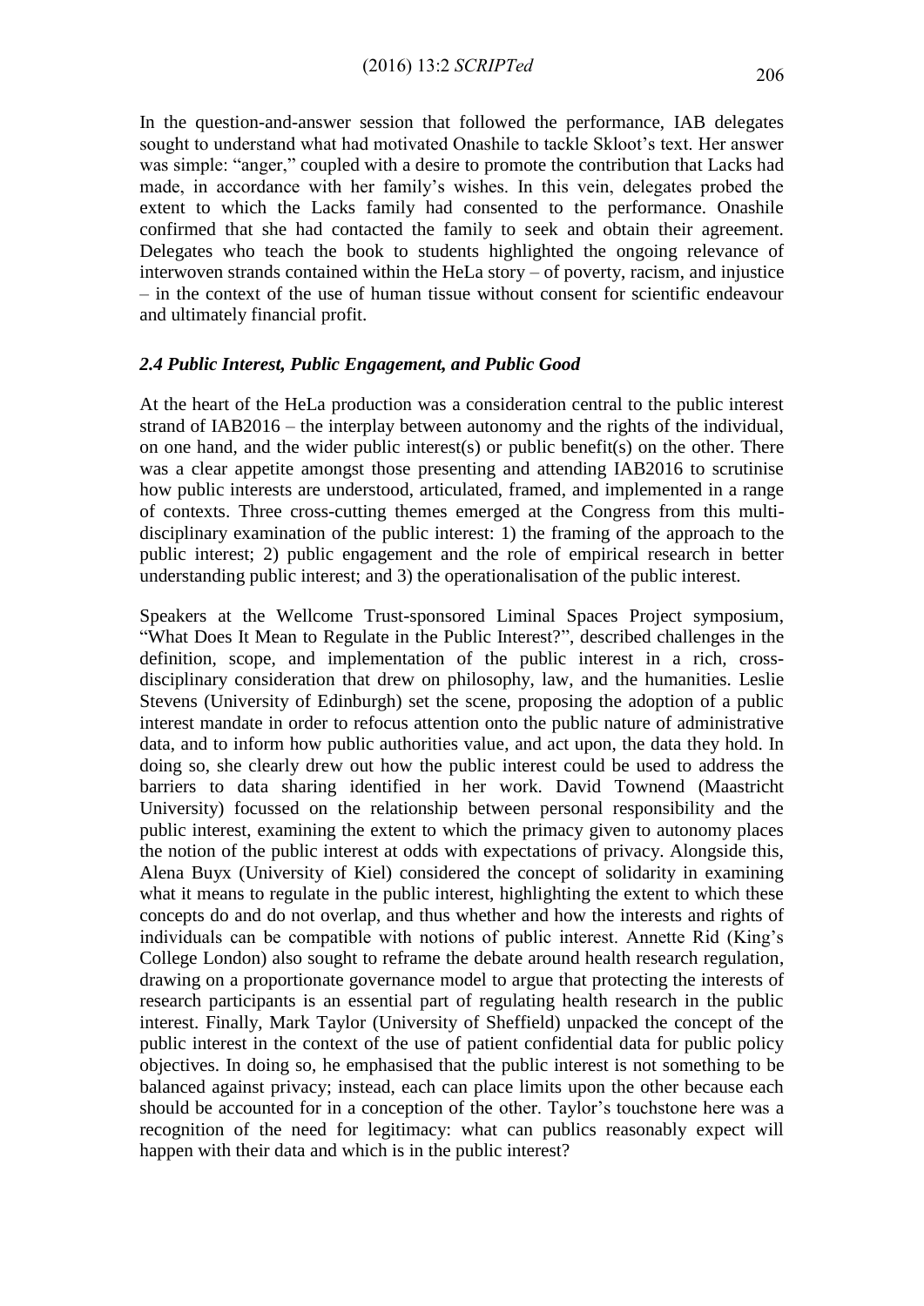In the question-and-answer session that followed the performance, IAB delegates sought to understand what had motivated Onashile to tackle Skloot's text. Her answer was simple: "anger," coupled with a desire to promote the contribution that Lacks had made, in accordance with her family's wishes. In this vein, delegates probed the extent to which the Lacks family had consented to the performance. Onashile confirmed that she had contacted the family to seek and obtain their agreement. Delegates who teach the book to students highlighted the ongoing relevance of interwoven strands contained within the HeLa story – of poverty, racism, and injustice – in the context of the use of human tissue without consent for scientific endeavour and ultimately financial profit.

### *2.4 Public Interest, Public Engagement, and Public Good*

At the heart of the HeLa production was a consideration central to the public interest strand of IAB2016 – the interplay between autonomy and the rights of the individual, on one hand, and the wider public interest(s) or public benefit(s) on the other. There was a clear appetite amongst those presenting and attending IAB2016 to scrutinise how public interests are understood, articulated, framed, and implemented in a range of contexts. Three cross-cutting themes emerged at the Congress from this multi-disciplinary examination of the public interest: 1) the framing of the approach to the public interest; 2) public engagement and the role of empirical research in better understanding public interest; and 3) the operationalisation of the public interest.

Speakers at the Wellcome Trust-sponsored Liminal Spaces Project symposium, "What Does It Mean to Regulate in the Public Interest?", described challenges in the definition, scope, and implementation of the public interest in a rich, cross-disciplinary consideration that drew on philosophy, law, and the humanities. Leslie Stevens (University of Edinburgh) set the scene, proposing the adoption of a public interest mandate in order to refocus attention onto the public nature of administrative data, and to inform how public authorities value, and act upon, the data they hold. In doing so, she clearly drew out how the public interest could be used to address the barriers to data sharing identified in her work. David Townend (Maastricht University) focussed on the relationship between personal responsibility and the public interest, examining the extent to which the primacy given to autonomy places the notion of the public interest at odds with expectations of privacy. Alongside this, Alena Buyx (University of Kiel) considered the concept of solidarity in examining what it means to regulate in the public interest, highlighting the extent to which these concepts do and do not overlap, and thus whether and how the interests and rights of individuals can be compatible with notions of public interest. Annette Rid (King's College London) also sought to reframe the debate around health research regulation, drawing on a proportionate governance model to argue that protecting the interests of research participants is an essential part of regulating health research in the public interest. Finally, Mark Taylor (University of Sheffield) unpacked the concept of the public interest in the context of the use of patient confidential data for public policy objectives. In doing so, he emphasised that the public interest is not something to be balanced against privacy; instead, each can place limits upon the other because each should be accounted for in a conception of the other. Taylor's touchstone here was a recognition of the need for legitimacy: what can publics reasonably expect will happen with their data and which is in the public interest?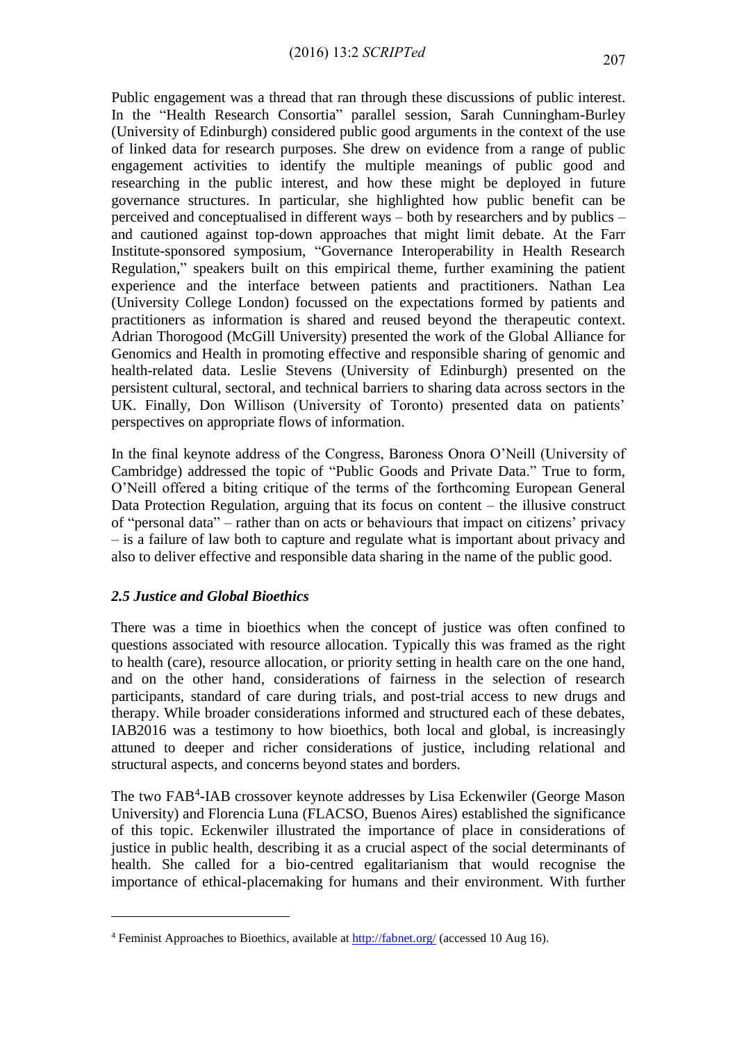Public engagement was a thread that ran through these discussions of public interest. In the "Health Research Consortia" parallel session, Sarah Cunningham-Burley (University of Edinburgh) considered public good arguments in the context of the use of linked data for research purposes. She drew on evidence from a range of public engagement activities to identify the multiple meanings of public good and researching in the public interest, and how these might be deployed in future governance structures. In particular, she highlighted how public benefit can be perceived and conceptualised in different ways – both by researchers and by publics – and cautioned against top-down approaches that might limit debate. At the Farr Institute-sponsored symposium, "Governance Interoperability in Health Research Regulation," speakers built on this empirical theme, further examining the patient experience and the interface between patients and practitioners. Nathan Lea (University College London) focussed on the expectations formed by patients and practitioners as information is shared and reused beyond the therapeutic context. Adrian Thorogood (McGill University) presented the work of the Global Alliance for Genomics and Health in promoting effective and responsible sharing of genomic and health-related data. Leslie Stevens (University of Edinburgh) presented on the persistent cultural, sectoral, and technical barriers to sharing data across sectors in the UK. Finally, Don Willison (University of Toronto) presented data on patients' perspectives on appropriate flows of information.

In the final keynote address of the Congress, Baroness Onora O'Neill (University of Cambridge) addressed the topic of "Public Goods and Private Data." True to form, O'Neill offered a biting critique of the terms of the forthcoming European General Data Protection Regulation, arguing that its focus on content – the illusive construct of "personal data" – rather than on acts or behaviours that impact on citizens' privacy – is a failure of law both to capture and regulate what is important about privacy and also to deliver effective and responsible data sharing in the name of the public good.

### *2.5 Justice and Global Bioethics*

There was a time in bioethics when the concept of justice was often confined to questions associated with resource allocation. Typically this was framed as the right to health (care), resource allocation, or priority setting in health care on the one hand, and on the other hand, considerations of fairness in the selection of research participants, standard of care during trials, and post-trial access to new drugs and therapy. While broader considerations informed and structured each of these debates, IAB2016 was a testimony to how bioethics, both local and global, is increasingly attuned to deeper and richer considerations of justice, including relational and structural aspects, and concerns beyond states and borders.

The two FAB[4]-IAB crossover keynote addresses by Lisa Eckenwiler (George Mason University) and Florencia Luna (FLACSO, Buenos Aires) established the significance of this topic. Eckenwiler illustrated the importance of place in considerations of justice in public health, describing it as a crucial aspect of the social determinants of health. She called for a bio-centred egalitarianism that would recognise the importance of ethical-placemaking for humans and their environment. With further

[4] Feminist Approaches to Bioethics, available at http://fabnet.org/ (accessed 10 Aug 16).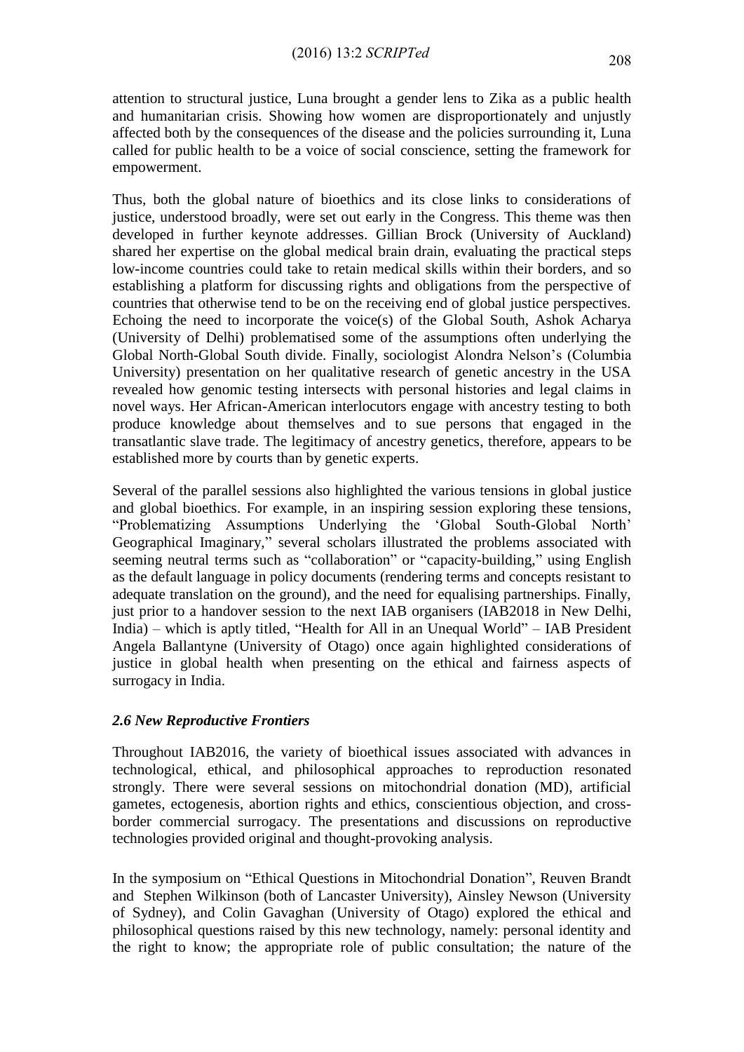attention to structural justice, Luna brought a gender lens to Zika as a public health and humanitarian crisis. Showing how women are disproportionately and unjustly affected both by the consequences of the disease and the policies surrounding it, Luna called for public health to be a voice of social conscience, setting the framework for empowerment.

Thus, both the global nature of bioethics and its close links to considerations of justice, understood broadly, were set out early in the Congress. This theme was then developed in further keynote addresses. Gillian Brock (University of Auckland) shared her expertise on the global medical brain drain, evaluating the practical steps low-income countries could take to retain medical skills within their borders, and so establishing a platform for discussing rights and obligations from the perspective of countries that otherwise tend to be on the receiving end of global justice perspectives. Echoing the need to incorporate the voice(s) of the Global South, Ashok Acharya (University of Delhi) problematised some of the assumptions often underlying the Global North-Global South divide. Finally, sociologist Alondra Nelson's (Columbia University) presentation on her qualitative research of genetic ancestry in the USA revealed how genomic testing intersects with personal histories and legal claims in novel ways. Her African-American interlocutors engage with ancestry testing to both produce knowledge about themselves and to sue persons that engaged in the transatlantic slave trade. The legitimacy of ancestry genetics, therefore, appears to be established more by courts than by genetic experts.

Several of the parallel sessions also highlighted the various tensions in global justice and global bioethics. For example, in an inspiring session exploring these tensions, "Problematizing Assumptions Underlying the 'Global South-Global North' Geographical Imaginary," several scholars illustrated the problems associated with seeming neutral terms such as "collaboration" or "capacity-building," using English as the default language in policy documents (rendering terms and concepts resistant to adequate translation on the ground), and the need for equalising partnerships. Finally, just prior to a handover session to the next IAB organisers (IAB2018 in New Delhi, India) – which is aptly titled, "Health for All in an Unequal World" – IAB President Angela Ballantyne (University of Otago) once again highlighted considerations of justice in global health when presenting on the ethical and fairness aspects of surrogacy in India.

### *2.6 New Reproductive Frontiers*

Throughout IAB2016, the variety of bioethical issues associated with advances in technological, ethical, and philosophical approaches to reproduction resonated strongly. There were several sessions on mitochondrial donation (MD), artificial gametes, ectogenesis, abortion rights and ethics, conscientious objection, and cross-border commercial surrogacy. The presentations and discussions on reproductive technologies provided original and thought-provoking analysis.

In the symposium on "Ethical Questions in Mitochondrial Donation", Reuven Brandt and Stephen Wilkinson (both of Lancaster University), Ainsley Newson (University of Sydney), and Colin Gavaghan (University of Otago) explored the ethical and philosophical questions raised by this new technology, namely: personal identity and the right to know; the appropriate role of public consultation; the nature of the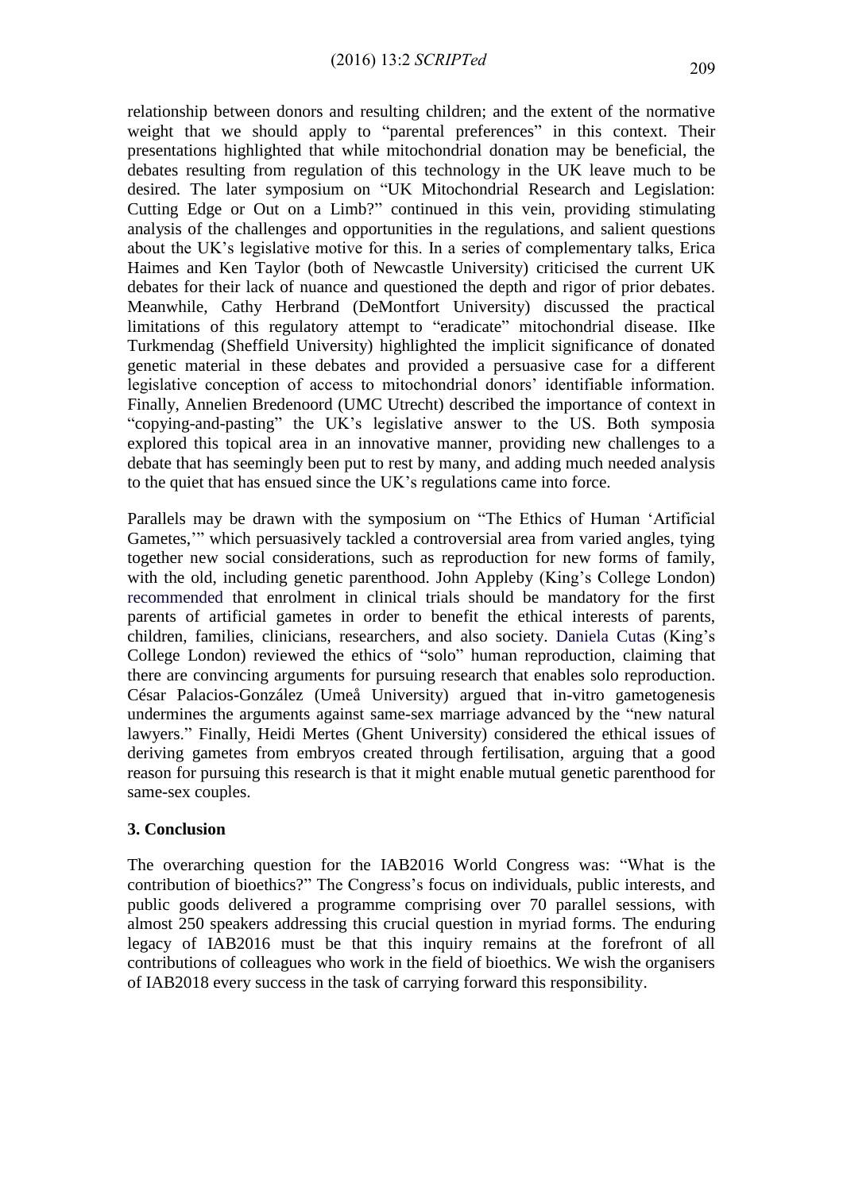relationship between donors and resulting children; and the extent of the normative weight that we should apply to "parental preferences" in this context. Their presentations highlighted that while mitochondrial donation may be beneficial, the debates resulting from regulation of this technology in the UK leave much to be desired. The later symposium on "UK Mitochondrial Research and Legislation: Cutting Edge or Out on a Limb?" continued in this vein, providing stimulating analysis of the challenges and opportunities in the regulations, and salient questions about the UK's legislative motive for this. In a series of complementary talks, Erica Haimes and Ken Taylor (both of Newcastle University) criticised the current UK debates for their lack of nuance and questioned the depth and rigor of prior debates. Meanwhile, Cathy Herbrand (DeMontfort University) discussed the practical limitations of this regulatory attempt to "eradicate" mitochondrial disease. IIke Turkmendag (Sheffield University) highlighted the implicit significance of donated genetic material in these debates and provided a persuasive case for a different legislative conception of access to mitochondrial donors' identifiable information. Finally, Annelien Bredenoord (UMC Utrecht) described the importance of context in "copying-and-pasting" the UK's legislative answer to the US. Both symposia explored this topical area in an innovative manner, providing new challenges to a debate that has seemingly been put to rest by many, and adding much needed analysis to the quiet that has ensued since the UK's regulations came into force.

Parallels may be drawn with the symposium on "The Ethics of Human 'Artificial Gametes,'" which persuasively tackled a controversial area from varied angles, tying together new social considerations, such as reproduction for new forms of family, with the old, including genetic parenthood. John Appleby (King's College London) recommended that enrolment in clinical trials should be mandatory for the first parents of artificial gametes in order to benefit the ethical interests of parents, children, families, clinicians, researchers, and also society. Daniela Cutas (King's College London) reviewed the ethics of "solo" human reproduction, claiming that there are convincing arguments for pursuing research that enables solo reproduction. César Palacios-González (Umeå University) argued that in-vitro gametogenesis undermines the arguments against same-sex marriage advanced by the "new natural lawyers." Finally, Heidi Mertes (Ghent University) considered the ethical issues of deriving gametes from embryos created through fertilisation, arguing that a good reason for pursuing this research is that it might enable mutual genetic parenthood for same-sex couples.

### 3. Conclusion

The overarching question for the IAB2016 World Congress was: "What is the contribution of bioethics?" The Congress's focus on individuals, public interests, and public goods delivered a programme comprising over 70 parallel sessions, with almost 250 speakers addressing this crucial question in myriad forms. The enduring legacy of IAB2016 must be that this inquiry remains at the forefront of all contributions of colleagues who work in the field of bioethics. We wish the organisers of IAB2018 every success in the task of carrying forward this responsibility.